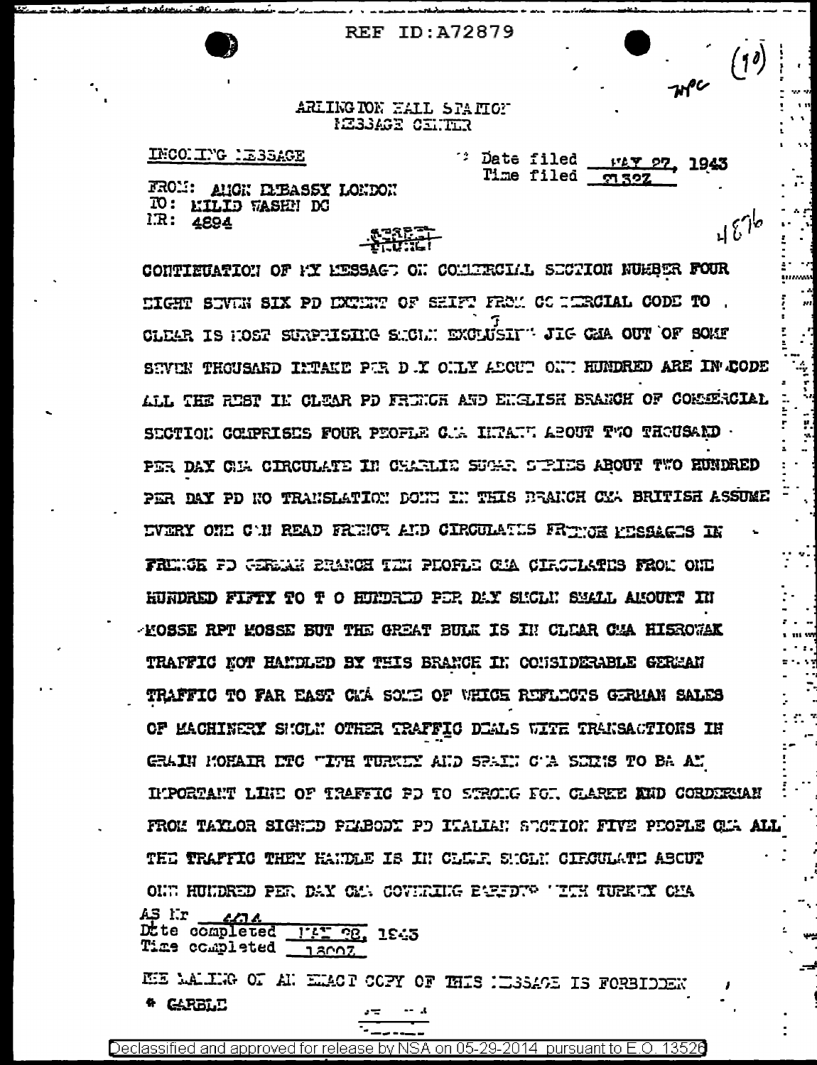REF ID:A72879

(10)

ARLINGTON HALL STATION
MESSAGE CENTER

INCOMING MESSAGE

Date filed MAY 27, 1943
Time filed 2132Z

FROM: AMCON EMBASSY LONDON
TO: MILID WASHN DC
NR: 4894

SECRET

4876

CONTINUATION OF MY MESSAGE ON COMMERCIAL SECTION NUMBER FOUR EIGHT SEVEN SIX PD EXTENT OF SHIFT FROM COMMERCIAL CODE TO CLEAR IS MOST SURPRISING SMCLN EXCLUSIVE JIG CMA OUT OF SOME SEVEN THOUSAND INTAKE PER DAY ONLY ABOUT ONE HUNDRED ARE IN CODE ALL THE REST IN CLEAR PD FRENCH AND ENGLISH BRANCH OF COMMERCIAL SECTION COMPRISES FOUR PEOPLE CMA INTAKE ABOUT TWO THOUSAND PER DAY CMA CIRCULATE IN CHARLIE SUGAR SERIES ABOUT TWO HUNDRED PER DAY PD NO TRANSLATION DONE IN THIS BRANCH CMA BRITISH ASSUME EVERY ONE CAN READ FRENCH AND CIRCULATES FRENCH MESSAGES IN FRENCH PD GERMAN BRANCH TEN PEOPLE CMA CIRCULATES FROM ONE HUNDRED FIFTY TO TWO HUNDRED PER DAY SMCLN SMALL AMOUNT IN MOSSE RPT MOSSE BUT THE GREAT BULK IS IN CLEAR CMA HISROWAK TRAFFIC NOT HANDLED BY THIS BRANCH IN CONSIDERABLE GERMAN TRAFFIC TO FAR EAST CMA SOME OF WHICH REFLECTS GERMAN SALES OF MACHINERY SMCLN OTHER TRAFFIC DEALS WITH TRANSACTIONS IN GRAIN MOHAIR ETC WITH TURKEY AND SPAIN CMA SEEMS TO BE AN IMPORTANT LINE OF TRAFFIC PD TO STRONG FOR CLARKE AND CORDERMAN FROM TAYLOR SIGNED PEABODY PD ITALIAN SECTION FIVE PEOPLE CMA ALL THE TRAFFIC THEY HANDLE IS IN CLEAR SMCLN CIRCULATE ABOUT ONE HUNDRED PER DAY CMA COVERING BARTER WITH TURKEY CMA

AS Nr 4414
Date completed MAY 28, 1943
Time completed 1800Z

THE MAKING OF AN EXACT COPY OF THIS MESSAGE IS FORBIDDEN

\* GARBLE

Declassified and approved for release by NSA on 05-29-2014 pursuant to E.O. 13526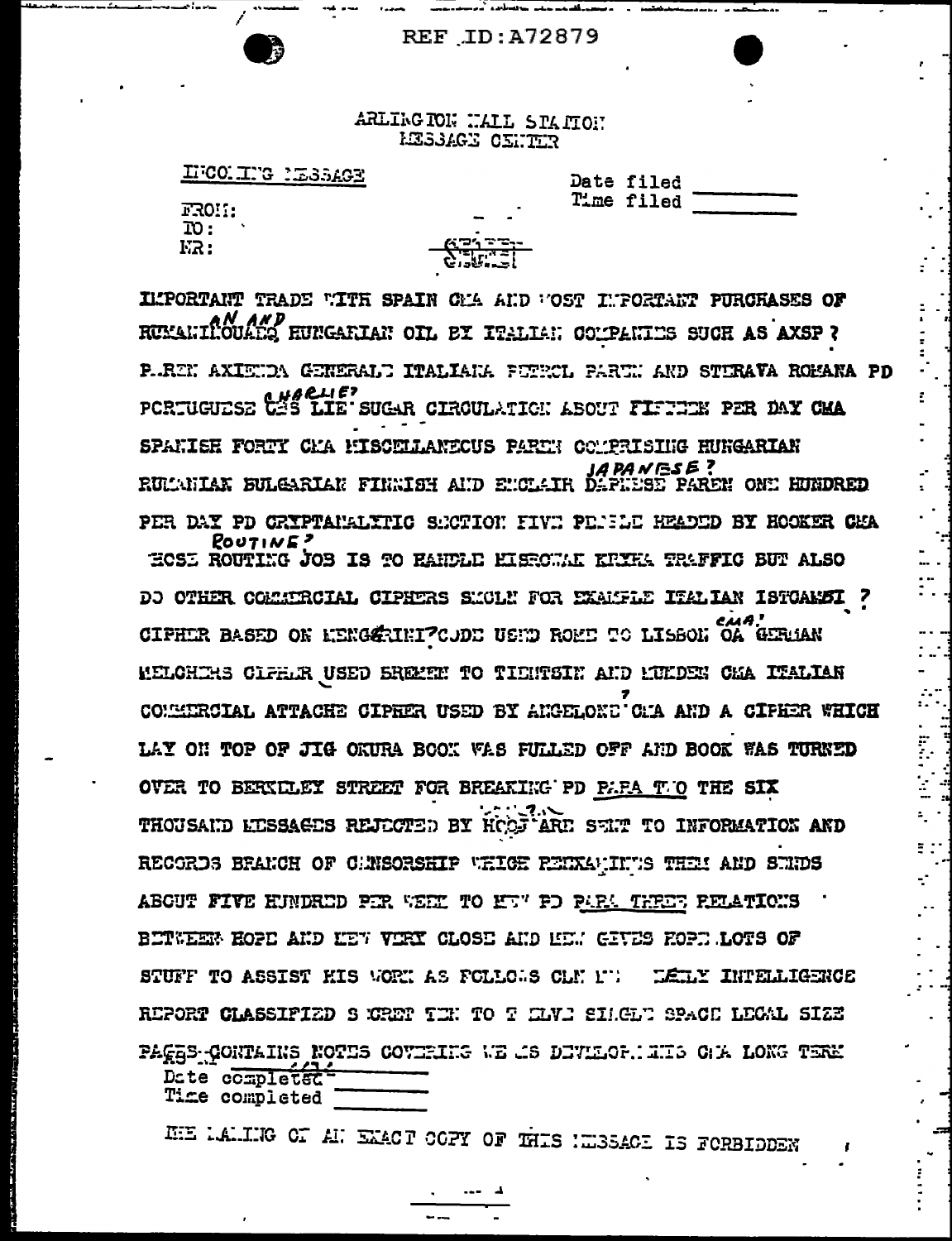REF ID:A72879

ARLINGTON HALL STATION
MESSAGE CENTER

INCOMING MESSAGE

FROM:
TO:
NR:

Date filed ________
Time filed ________

SECRET

IMPORTANT TRADE WITH SPAIN CMA AND MOST IMPORTANT PURCHASES OF RUMANIAN AND HUNGARIAN OIL BY ITALIAN COMPANIES SUCH AS AXSP ? PAREN AXIENDA GENERALE ITALIANA PETROL PAREN AND STEAVA ROMANA PD PORTUGUESE CHARLIE? LIE SUGAR CIRCULATION ABOUT FIFTEEN PER DAY CMA SPANISH FORTY CMA MISCELLANEOUS PAREN COMPRISING HUNGARIAN RUMANIAN BULGARIAN FINNISH AND ENCLAIR JAPANESE? PAREN ONE HUNDRED PER DAY PD CRYPTANALYTIC SECTION FIVE PEOPLE HEADED BY HOOKER CMA WHOSE ROUTINE? JOB IS TO HANDLE MISROWAK KRYHA TRAFFIC BUT ALSO DO OTHER COMMERCIAL CIPHERS SUCH FOR EXAMPLE ITALIAN ISTCAMBI ? CIPHER BASED ON MENGARINI? CODE USED ROME TO LISBON CMA? GERMAN MELCHERS CIPHER USED BREMEN TO TIENTSIN AND MUNDEN CMA ITALIAN COMMERCIAL ATTACHE CIPHER USED BY ANGELONE? CMA AND A CIPHER WHICH LAY ON TOP OF JIG OKURA BOOK WAS PULLED OFF AND BOOK WAS TURNED OVER TO BERKELEY STREET FOR BREAKING PD PARA TWO THE SIX THOUSAND MESSAGES REJECTED BY HOOD? ARE SENT TO INFORMATION AND RECORDS BRANCH OF CENSORSHIP WHICH REEXAMINES THEM AND SENDS ABOUT FIVE HUNDRED PER WEEK TO NEW PD PARA THREE RELATIONS BETWEEN HOPE AND NEW VERY CLOSE AND NEW GIVES HOPE LOTS OF STUFF TO ASSIST HIS WORK AS FOLLOWS CLN ONE DAILY INTELLIGENCE REPORT CLASSIFIED SECRET TEN TO TWELVE SINGLE SPACE LEGAL SIZE PAGES CONTAINS NOTES COVERING NEWS DEVELOPMENTS CMA LONG TERM

Date completed ________
Time completed ________

THE MAKING OF AN EXACT COPY OF THIS MESSAGE IS FORBIDDEN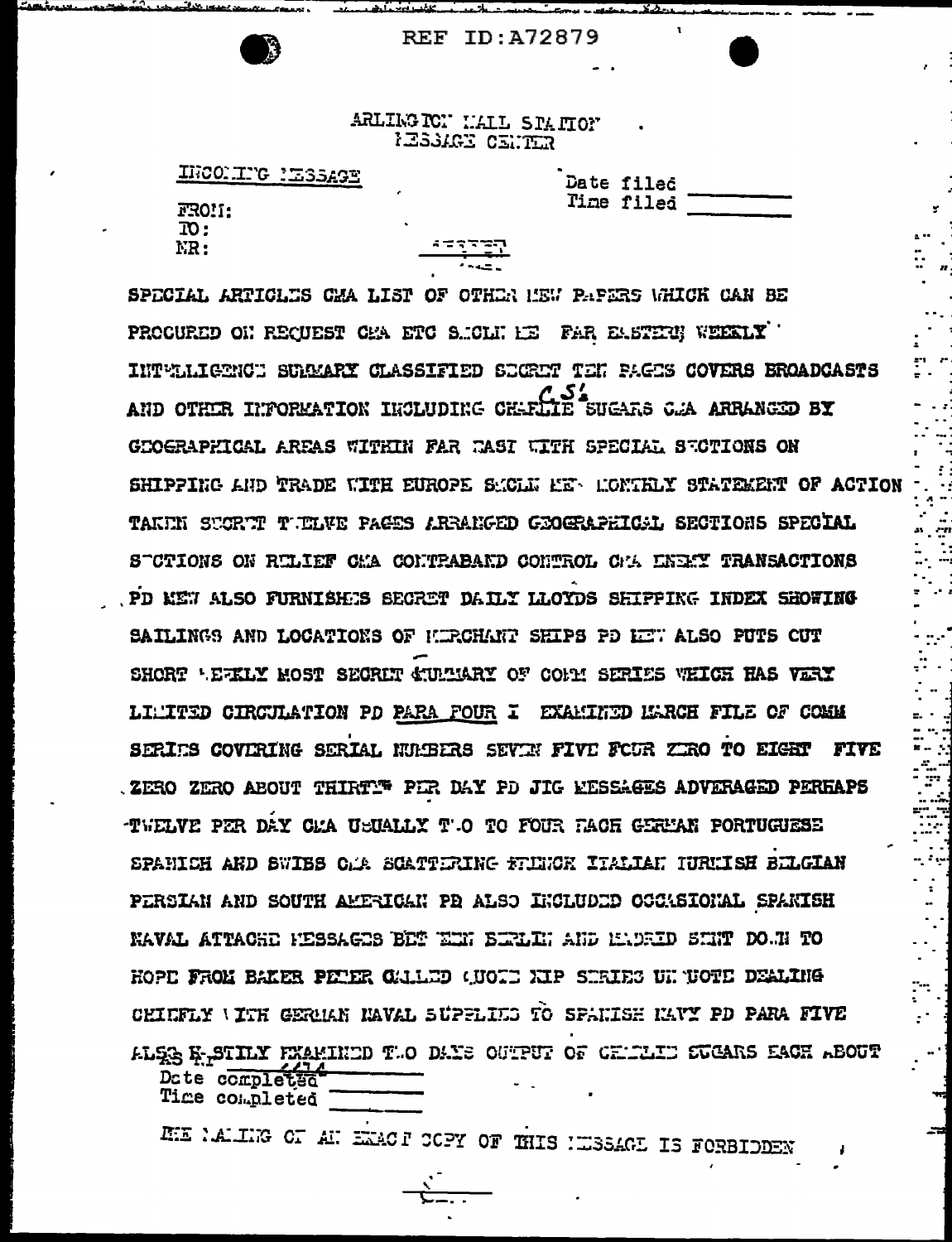REF ID:A72879

ARLINGTON HALL STATION
MESSAGE CENTER

INCOMING MESSAGE

FROM:
TO:
NR:

Date filed
Time filed

SECRET

SPECIAL ARTICLES CMA LIST OF OTHER NEW PAPERS WHICH CAN BE PROCURED ON REQUEST CMA ETC SMCLN NE FAR EASTERN WEEKLY INTELLIGENCE SUMMARY CLASSIFIED SECRET TEN PAGES COVERS BROADCASTS AND OTHER INFORMATION INCLUDING CHARLIE SUGARS CMA ARRANGED BY GEOGRAPHICAL AREAS WITHIN FAR EAST WITH SPECIAL SECTIONS ON SHIPPING AND TRADE WITH EUROPE SMCLN NEW MONTHLY STATEMENT OF ACTION TAKEN SECRET TWELVE PAGES ARRANGED GEOGRAPHICAL SECTIONS SPECIAL SECTIONS ON RELIEF CMA CONTRABAND CONTROL CMA ENEMY TRANSACTIONS PD NEW ALSO FURNISHES SECRET DAILY LLOYDS SHIPPING INDEX SHOWING SAILINGS AND LOCATIONS OF MERCHANT SHIPS PD NEW ALSO PUTS OUT SHORT WEEKLY MOST SECRET SUMMARY OF COMM SERIES WHICH HAS VERY LIMITED CIRCULATION PD PARA FOUR I EXAMINED MARCH FILE OF COMM SERIES COVERING SERIAL NUMBERS SEVEN FIVE FOUR ZERO TO EIGHT FIVE ZERO ZERO ABOUT THIRTY PER DAY PD JIG MESSAGES ADVERAGED PERHAPS TWELVE PER DAY CMA USUALLY TWO TO FOUR EACH GERMAN PORTUGUESE SPANISH AND SWISS CMA SCATTERING FRENCH ITALIAN TURKISH BELGIAN PERSIAN AND SOUTH AMERICAN PD ALSO INCLUDED OCCASIONAL SPANISH NAVAL ATTACHE MESSAGES BET BERLIN AND MADRID SENT DOWN TO HOPE FROM BAKER PETER CALLED QUOTE NIP SERIES UNQUOTE DEALING CHIEFLY WITH GERMAN NAVAL SUPPLIES TO SPANISH NAVY PD PARA FIVE ALSO HASTILY EXAMINED TWO DAYS OUTPUT OF CHARLIE SUGARS EACH ABOUT

Date completed
Time completed

THE MAKING OF AN EXACT COPY OF THIS MESSAGE IS FORBIDDEN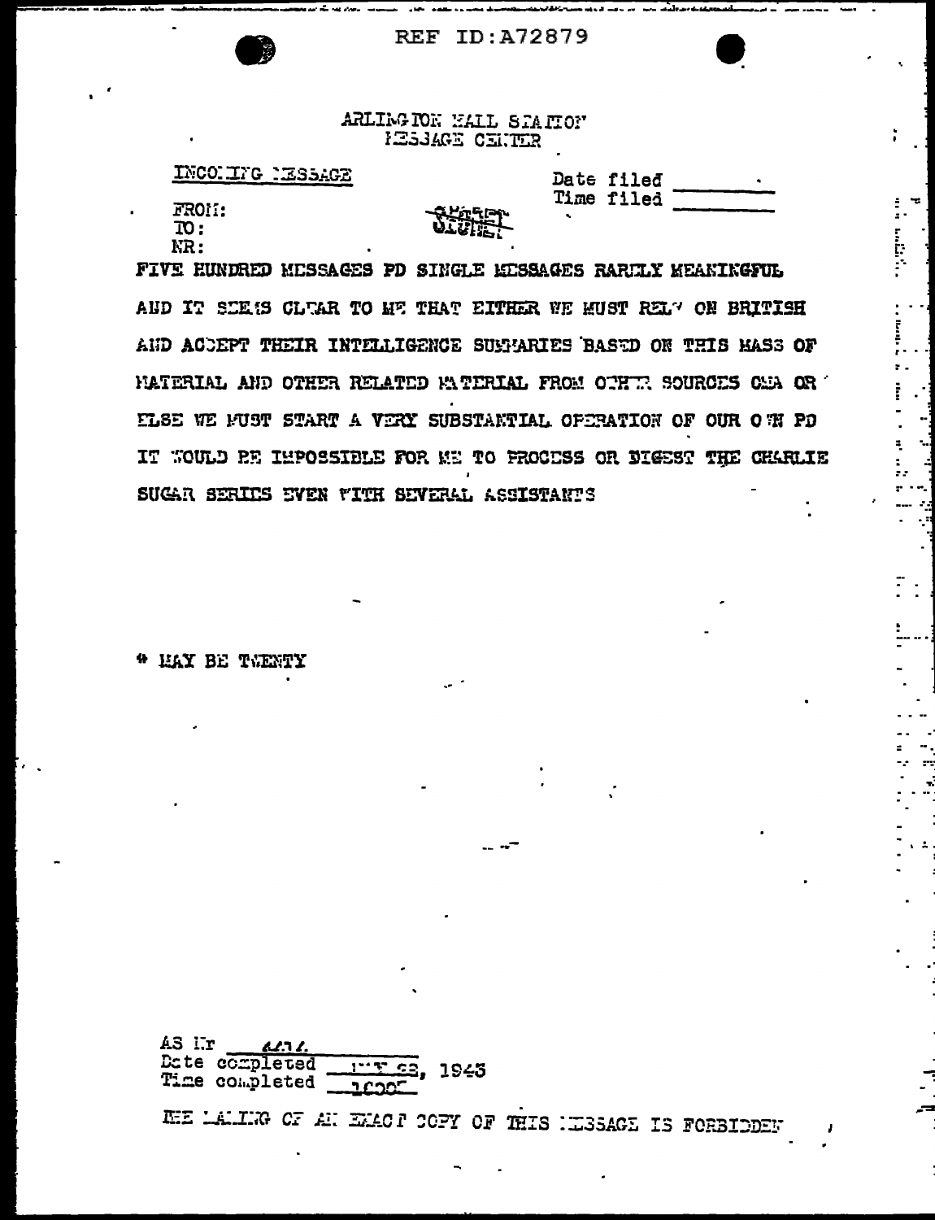REF ID:A72879

ARLINGTON HALL STATION
MESSAGE CENTER

INCOMING MESSAGE

Date filed ________
Time filed ________

FROM:
TO:
NR:

SECRET

FIVE HUNDRED MESSAGES PD SINGLE MESSAGES RARELY MEANINGFUL AND IT SEEMS CLEAR TO ME THAT EITHER WE MUST RELY ON BRITISH AND ACCEPT THEIR INTELLIGENCE SUMMARIES BASED ON THIS MASS OF MATERIAL AND OTHER RELATED MATERIAL FROM OTHER SOURCES CMA OR ELSE WE MUST START A VERY SUBSTANTIAL OPERATION OF OUR OWN PD IT WOULD BE IMPOSSIBLE FOR ME TO PROCESS OR DIGEST THE CHARLIE SUGAR SERIES EVEN WITH SEVERAL ASSISTANTS

* MAY BE TWENTY

AS Nr 4414
Date completed MAY 28, 1943
Time completed 1600Z

THE MAKING OF AN EXACT COPY OF THIS MESSAGE IS FORBIDDEN